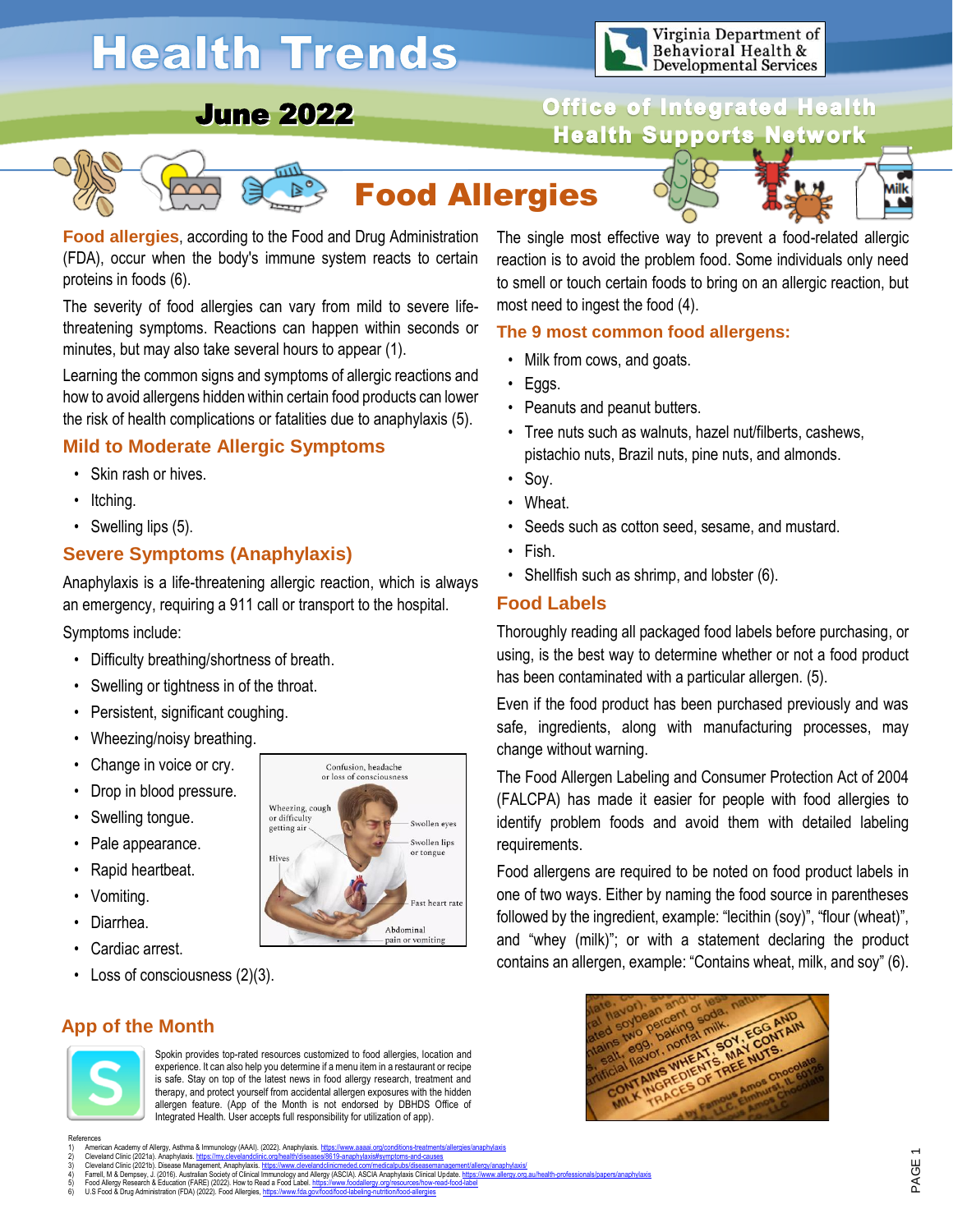# Health Trends

**June 2022**

Virginia Department of Behavioral Health & Developmental Services

**Office of Integrated Health**
**Health Supports Network**

## Food Allergies

**Food allergies**, according to the Food and Drug Administration (FDA), occur when the body's immune system reacts to certain proteins in foods (6).

The severity of food allergies can vary from mild to severe life-threatening symptoms. Reactions can happen within seconds or minutes, but may also take several hours to appear (1).

Learning the common signs and symptoms of allergic reactions and how to avoid allergens hidden within certain food products can lower the risk of health complications or fatalities due to anaphylaxis (5).

### Mild to Moderate Allergic Symptoms

- Skin rash or hives.
- Itching.
- Swelling lips (5).

### Severe Symptoms (Anaphylaxis)

Anaphylaxis is a life-threatening allergic reaction, which is always an emergency, requiring a 911 call or transport to the hospital.

Symptoms include:

- Difficulty breathing/shortness of breath.
- Swelling or tightness in of the throat.
- Persistent, significant coughing.
- Wheezing/noisy breathing.
- Change in voice or cry.
- Drop in blood pressure.
- Swelling tongue.
- Pale appearance.
- Rapid heartbeat.
- Vomiting.
- Diarrhea.
- Cardiac arrest.
- Loss of consciousness (2)(3).

Confusion, headache or loss of consciousness; Wheezing, cough or difficulty getting air; Swollen eyes; Swollen lips or tongue; Hives; Fast heart rate; Abdominal pain or vomiting

The single most effective way to prevent a food-related allergic reaction is to avoid the problem food. Some individuals only need to smell or touch certain foods to bring on an allergic reaction, but most need to ingest the food (4).

### The 9 most common food allergens:

- Milk from cows, and goats.
- Eggs.
- Peanuts and peanut butters.
- Tree nuts such as walnuts, hazel nut/filberts, cashews, pistachio nuts, Brazil nuts, pine nuts, and almonds.
- Soy.
- Wheat.
- Seeds such as cotton seed, sesame, and mustard.
- Fish.
- Shellfish such as shrimp, and lobster (6).

### Food Labels

Thoroughly reading all packaged food labels before purchasing, or using, is the best way to determine whether or not a food product has been contaminated with a particular allergen. (5).

Even if the food product has been purchased previously and was safe, ingredients, along with manufacturing processes, may change without warning.

The Food Allergen Labeling and Consumer Protection Act of 2004 (FALCPA) has made it easier for people with food allergies to identify problem foods and avoid them with detailed labeling requirements.

Food allergens are required to be noted on food product labels in one of two ways. Either by naming the food source in parentheses followed by the ingredient, example: "lecithin (soy)", "flour (wheat)", and "whey (milk)"; or with a statement declaring the product contains an allergen, example: "Contains wheat, milk, and soy" (6).

### App of the Month

Spokin provides top-rated resources customized to food allergies, location and experience. It can also help you determine if a menu item in a restaurant or recipe is safe. Stay on top of the latest news in food allergy research, treatment and therapy, and protect yourself from accidental allergen exposures with the hidden allergen feature. (App of the Month is not endorsed by DBHDS Office of Integrated Health. User accepts full responsibility for utilization of app).

References

1) American Academy of Allergy, Asthma & Immunology (AAAI). (2022). Anaphylaxis. https://www.aaaai.org/conditions-treatments/allergies/anaphylaxis
2) Cleveland Clinic (2021a). Anaphylaxis. https://my.clevelandclinic.org/health/diseases/8619-anaphylaxis#symptoms-and-causes
3) Cleveland Clinic (2021b). Disease Management, Anaphylaxis. https://www.clevelandclinicmeded.com/medicalpubs/diseasemanagement/allergy/anaphylaxis/
4) Farrell, M & Dempsey, J. (2016). Australian Society of Clinical Immunology and Allergy (ASCIA). ASCIA Anaphylaxis Clinical Update. https://www.allergy.org.au/health-professionals/papers/anaphylaxis
5) Food Allergy Research & Education (FARE) (2022). How to Read a Food Label. https://www.foodallergy.org/resources/how-read-food-label
6) U.S Food & Drug Administration (FDA) (2022). Food Allergies, https://www.fda.gov/food/food-labeling-nutrition/food-allergies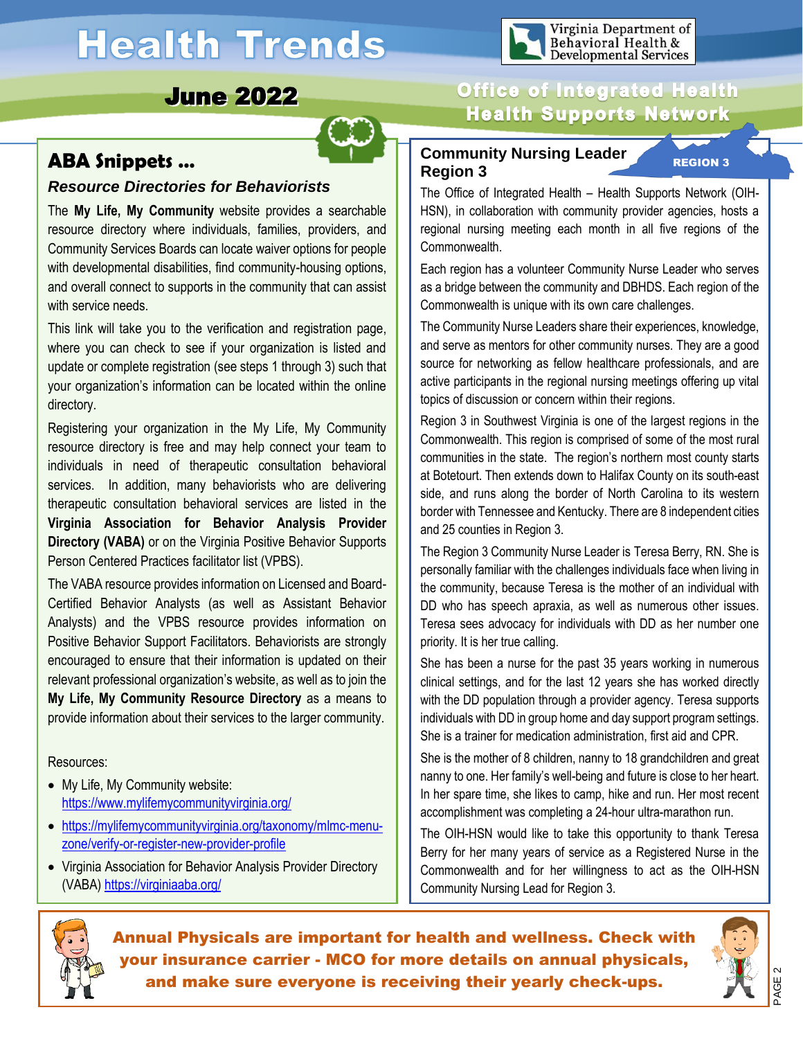# Health Trends

## June 2022

Virginia Department of Behavioral Health & Developmental Services

**Office of Integrated Health**
**Health Supports Network**

## ABA Snippets ...

### *Resource Directories for Behaviorists*

The **My Life, My Community** website provides a searchable resource directory where individuals, families, providers, and Community Services Boards can locate waiver options for people with developmental disabilities, find community-housing options, and overall connect to supports in the community that can assist with service needs.

This link will take you to the verification and registration page, where you can check to see if your organization is listed and update or complete registration (see steps 1 through 3) such that your organization's information can be located within the online directory.

Registering your organization in the My Life, My Community resource directory is free and may help connect your team to individuals in need of therapeutic consultation behavioral services. In addition, many behaviorists who are delivering therapeutic consultation behavioral services are listed in the **Virginia Association for Behavior Analysis Provider Directory (VABA)** or on the Virginia Positive Behavior Supports Person Centered Practices facilitator list (VPBS).

The VABA resource provides information on Licensed and Board-Certified Behavior Analysts (as well as Assistant Behavior Analysts) and the VPBS resource provides information on Positive Behavior Support Facilitators. Behaviorists are strongly encouraged to ensure that their information is updated on their relevant professional organization's website, as well as to join the **My Life, My Community Resource Directory** as a means to provide information about their services to the larger community.

Resources:

- My Life, My Community website: https://www.mylifemycommunityvirginia.org/
- https://mylifemycommunityvirginia.org/taxonomy/mlmc-menu-zone/verify-or-register-new-provider-profile
- Virginia Association for Behavior Analysis Provider Directory (VABA) https://virginiaaba.org/

## Community Nursing Leader Region 3

REGION 3

The Office of Integrated Health – Health Supports Network (OIH-HSN), in collaboration with community provider agencies, hosts a regional nursing meeting each month in all five regions of the Commonwealth.

Each region has a volunteer Community Nurse Leader who serves as a bridge between the community and DBHDS. Each region of the Commonwealth is unique with its own care challenges.

The Community Nurse Leaders share their experiences, knowledge, and serve as mentors for other community nurses. They are a good source for networking as fellow healthcare professionals, and are active participants in the regional nursing meetings offering up vital topics of discussion or concern within their regions.

Region 3 in Southwest Virginia is one of the largest regions in the Commonwealth. This region is comprised of some of the most rural communities in the state. The region's northern most county starts at Botetourt. Then extends down to Halifax County on its south-east side, and runs along the border of North Carolina to its western border with Tennessee and Kentucky. There are 8 independent cities and 25 counties in Region 3.

The Region 3 Community Nurse Leader is Teresa Berry, RN. She is personally familiar with the challenges individuals face when living in the community, because Teresa is the mother of an individual with DD who has speech apraxia, as well as numerous other issues. Teresa sees advocacy for individuals with DD as her number one priority. It is her true calling.

She has been a nurse for the past 35 years working in numerous clinical settings, and for the last 12 years she has worked directly with the DD population through a provider agency. Teresa supports individuals with DD in group home and day support program settings. She is a trainer for medication administration, first aid and CPR.

She is the mother of 8 children, nanny to 18 grandchildren and great nanny to one. Her family's well-being and future is close to her heart. In her spare time, she likes to camp, hike and run. Her most recent accomplishment was completing a 24-hour ultra-marathon run.

The OIH-HSN would like to take this opportunity to thank Teresa Berry for her many years of service as a Registered Nurse in the Commonwealth and for her willingness to act as the OIH-HSN Community Nursing Lead for Region 3.

**Annual Physicals are important for health and wellness. Check with your insurance carrier - MCO for more details on annual physicals, and make sure everyone is receiving their yearly check-ups.**